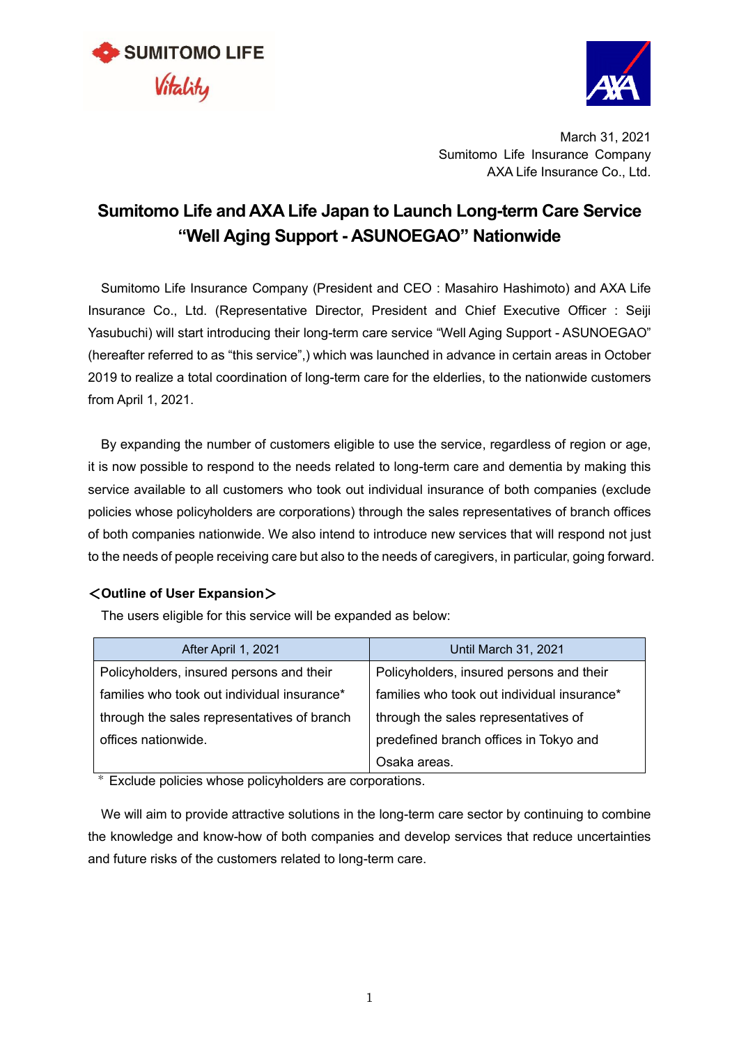SUMITOMO LIFE
Vitality

March 31, 2021
Sumitomo Life Insurance Company
AXA Life Insurance Co., Ltd.

# Sumitomo Life and AXA Life Japan to Launch Long-term Care Service "Well Aging Support - ASUNOEGAO" Nationwide

Sumitomo Life Insurance Company (President and CEO : Masahiro Hashimoto) and AXA Life Insurance Co., Ltd. (Representative Director, President and Chief Executive Officer : Seiji Yasubuchi) will start introducing their long-term care service "Well Aging Support - ASUNOEGAO" (hereafter referred to as "this service",) which was launched in advance in certain areas in October 2019 to realize a total coordination of long-term care for the elderlies, to the nationwide customers from April 1, 2021.

By expanding the number of customers eligible to use the service, regardless of region or age, it is now possible to respond to the needs related to long-term care and dementia by making this service available to all customers who took out individual insurance of both companies (exclude policies whose policyholders are corporations) through the sales representatives of branch offices of both companies nationwide. We also intend to introduce new services that will respond not just to the needs of people receiving care but also to the needs of caregivers, in particular, going forward.

**＜Outline of User Expansion＞**

The users eligible for this service will be expanded as below:

| After April 1, 2021 | Until March 31, 2021 |
|---|---|
| Policyholders, insured persons and their families who took out individual insurance* through the sales representatives of branch offices nationwide. | Policyholders, insured persons and their families who took out individual insurance* through the sales representatives of predefined branch offices in Tokyo and Osaka areas. |

\* Exclude policies whose policyholders are corporations.

We will aim to provide attractive solutions in the long-term care sector by continuing to combine the knowledge and know-how of both companies and develop services that reduce uncertainties and future risks of the customers related to long-term care.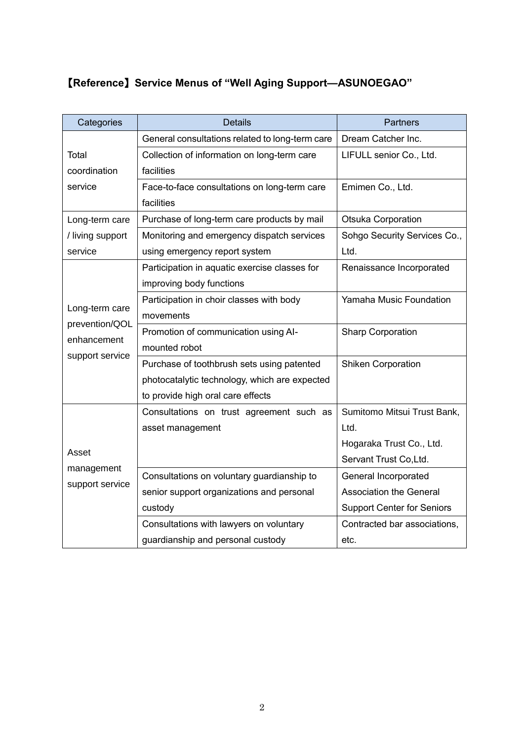## 【Reference】Service Menus of "Well Aging Support—ASUNOEGAO"

| Categories | Details | Partners |
| --- | --- | --- |
| Total coordination service | General consultations related to long-term care | Dream Catcher Inc. |
| | Collection of information on long-term care facilities | LIFULL senior Co., Ltd. |
| | Face-to-face consultations on long-term care facilities | Emimen Co., Ltd. |
| Long-term care / living support service | Purchase of long-term care products by mail | Otsuka Corporation |
| | Monitoring and emergency dispatch services using emergency report system | Sohgo Security Services Co., Ltd. |
| Long-term care prevention/QOL enhancement support service | Participation in aquatic exercise classes for improving body functions | Renaissance Incorporated |
| | Participation in choir classes with body movements | Yamaha Music Foundation |
| | Promotion of communication using AI-mounted robot | Sharp Corporation |
| | Purchase of toothbrush sets using patented photocatalytic technology, which are expected to provide high oral care effects | Shiken Corporation |
| Asset management support service | Consultations on trust agreement such as asset management | Sumitomo Mitsui Trust Bank, Ltd.<br>Hogaraka Trust Co., Ltd.<br>Servant Trust Co,Ltd. |
| | Consultations on voluntary guardianship to senior support organizations and personal custody | General Incorporated Association the General Support Center for Seniors |
| | Consultations with lawyers on voluntary guardianship and personal custody | Contracted bar associations, etc. |